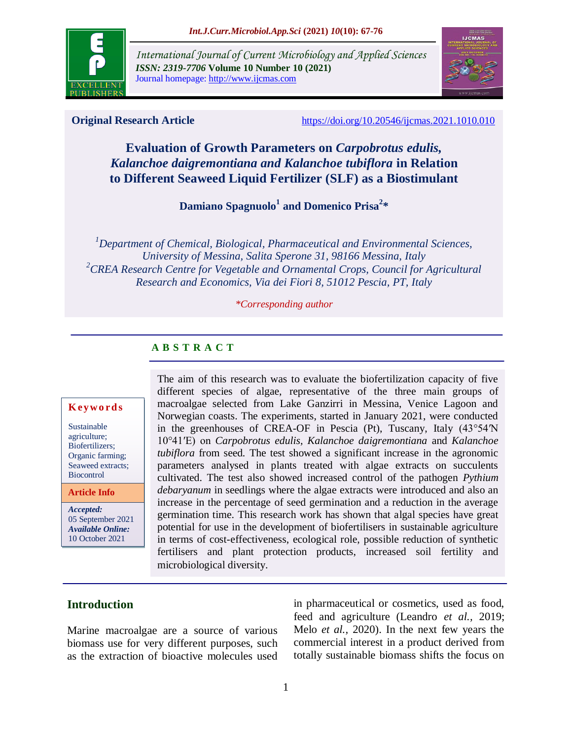**Original Research Article** https://doi.org/10.20546/ijcmas.2021.1010.010

# Evaluation of Growth Parameters on *Carpobrotus edulis, Kalanchoe daigremontiana and Kalanchoe tubiflora* in Relation to Different Seaweed Liquid Fertilizer (SLF) as a Biostimulant

**Damiano Spagnuolo[1] and Domenico Prisa[2]***

[1]*Department of Chemical, Biological, Pharmaceutical and Environmental Sciences, University of Messina, Salita Sperone 31, 98166 Messina, Italy*
[2]*CREA Research Centre for Vegetable and Ornamental Crops, Council for Agricultural Research and Economics, Via dei Fiori 8, 51012 Pescia, PT, Italy*

*\*Corresponding author*

## ABSTRACT

**Keywords**

Sustainable agriculture; Biofertilizers; Organic farming; Seaweed extracts; Biocontrol

**Article Info**

***Accepted:*** 05 September 2021
***Available Online:*** 10 October 2021

The aim of this research was to evaluate the biofertilization capacity of five different species of algae, representative of the three main groups of macroalgae selected from Lake Ganzirri in Messina, Venice Lagoon and Norwegian coasts. The experiments, started in January 2021, were conducted in the greenhouses of CREA-OF in Pescia (Pt), Tuscany, Italy (43°54′N 10°41′E) on *Carpobrotus edulis, Kalanchoe daigremontiana* and *Kalanchoe tubiflora* from seed. The test showed a significant increase in the agronomic parameters analysed in plants treated with algae extracts on succulents cultivated. The test also showed increased control of the pathogen *Pythium debaryanum* in seedlings where the algae extracts were introduced and also an increase in the percentage of seed germination and a reduction in the average germination time. This research work has shown that algal species have great potential for use in the development of biofertilisers in sustainable agriculture in terms of cost-effectiveness, ecological role, possible reduction of synthetic fertilisers and plant protection products, increased soil fertility and microbiological diversity.

## Introduction

Marine macroalgae are a source of various biomass use for very different purposes, such as the extraction of bioactive molecules used in pharmaceutical or cosmetics, used as food, feed and agriculture (Leandro *et al.,* 2019; Melo *et al.,* 2020). In the next few years the commercial interest in a product derived from totally sustainable biomass shifts the focus on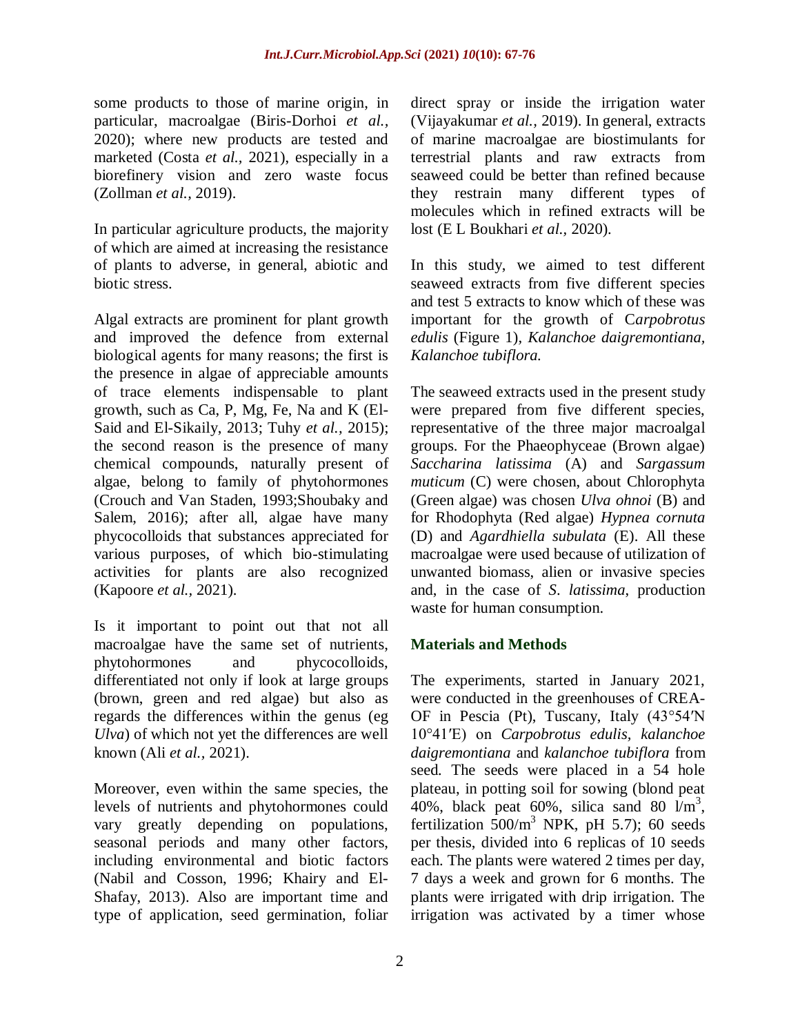some products to those of marine origin, in particular, macroalgae (Biris-Dorhoi *et al.,* 2020); where new products are tested and marketed (Costa *et al.,* 2021), especially in a biorefinery vision and zero waste focus (Zollman *et al.,* 2019).

In particular agriculture products, the majority of which are aimed at increasing the resistance of plants to adverse, in general, abiotic and biotic stress.

Algal extracts are prominent for plant growth and improved the defence from external biological agents for many reasons; the first is the presence in algae of appreciable amounts of trace elements indispensable to plant growth, such as Ca, P, Mg, Fe, Na and K (El-Said and El-Sikaily, 2013; Tuhy *et al.,* 2015); the second reason is the presence of many chemical compounds, naturally present of algae, belong to family of phytohormones (Crouch and Van Staden, 1993;Shoubaky and Salem, 2016); after all, algae have many phycocolloids that substances appreciated for various purposes, of which bio-stimulating activities for plants are also recognized (Kapoore *et al.,* 2021).

Is it important to point out that not all macroalgae have the same set of nutrients, phytohormones and phycocolloids, differentiated not only if look at large groups (brown, green and red algae) but also as regards the differences within the genus (eg *Ulva*) of which not yet the differences are well known (Ali *et al.,* 2021).

Moreover, even within the same species, the levels of nutrients and phytohormones could vary greatly depending on populations, seasonal periods and many other factors, including environmental and biotic factors (Nabil and Cosson, 1996; Khairy and El-Shafay, 2013). Also are important time and type of application, seed germination, foliar direct spray or inside the irrigation water (Vijayakumar *et al.,* 2019). In general, extracts of marine macroalgae are biostimulants for terrestrial plants and raw extracts from seaweed could be better than refined because they restrain many different types of molecules which in refined extracts will be lost (E L Boukhari *et al.,* 2020).

In this study, we aimed to test different seaweed extracts from five different species and test 5 extracts to know which of these was important for the growth of C*arpobrotus edulis* (Figure 1), *Kalanchoe daigremontiana, Kalanchoe tubiflora.*

The seaweed extracts used in the present study were prepared from five different species, representative of the three major macroalgal groups. For the Phaeophyceae (Brown algae) *Saccharina latissima* (A) and *Sargassum muticum* (C) were chosen, about Chlorophyta (Green algae) was chosen *Ulva ohnoi* (B) and for Rhodophyta (Red algae) *Hypnea cornuta* (D) and *Agardhiella subulata* (E). All these macroalgae were used because of utilization of unwanted biomass, alien or invasive species and, in the case of *S. latissima*, production waste for human consumption.

## Materials and Methods

The experiments, started in January 2021, were conducted in the greenhouses of CREA-OF in Pescia (Pt), Tuscany, Italy (43°54′N 10°41′E) on *Carpobrotus edulis, kalanchoe daigremontiana* and *kalanchoe tubiflora* from seed. The seeds were placed in a 54 hole plateau, in potting soil for sowing (blond peat 40%, black peat 60%, silica sand 80 $l/m^3$, fertilization $500/m^3$ NPK, pH 5.7); 60 seeds per thesis, divided into 6 replicas of 10 seeds each. The plants were watered 2 times per day, 7 days a week and grown for 6 months. The plants were irrigated with drip irrigation. The irrigation was activated by a timer whose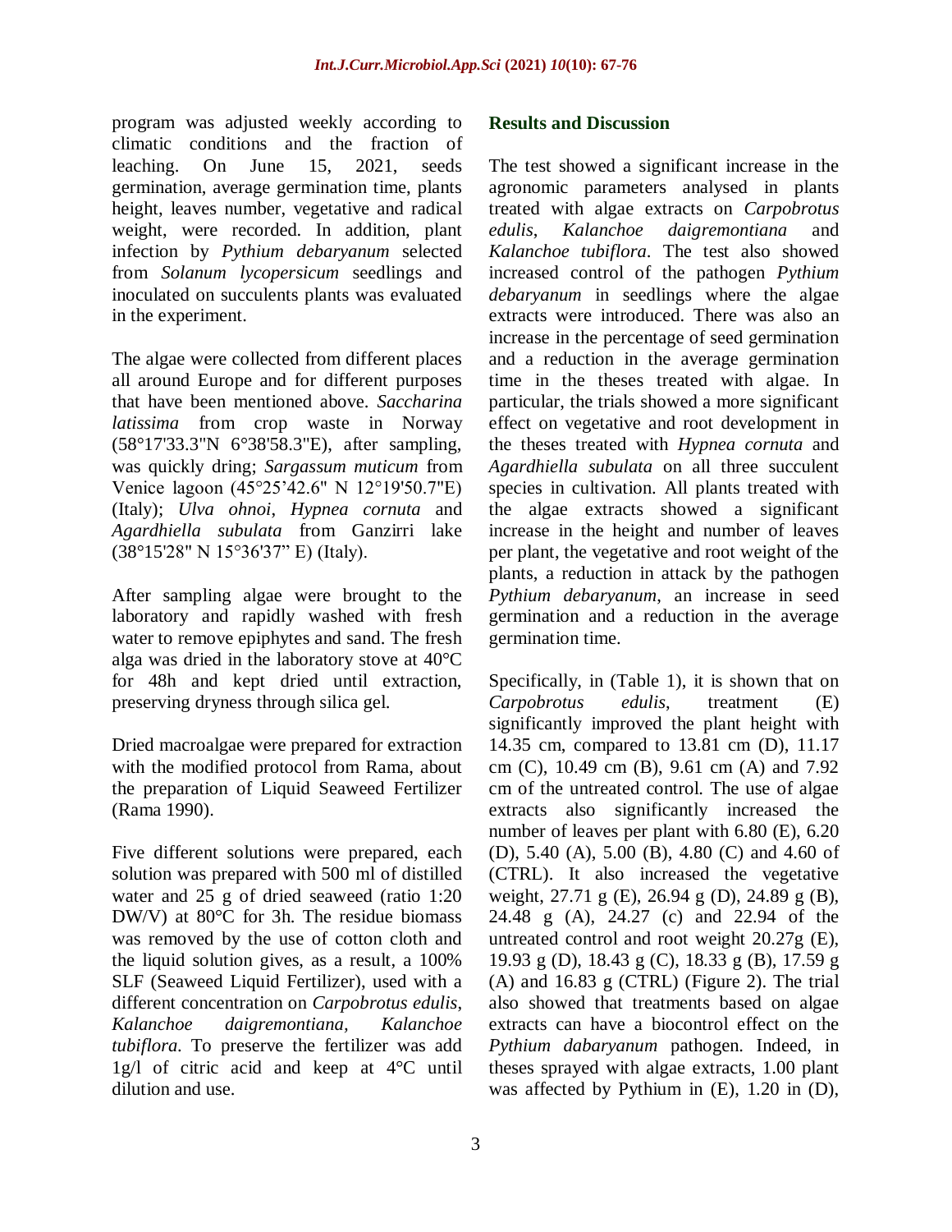program was adjusted weekly according to climatic conditions and the fraction of leaching. On June 15, 2021, seeds germination, average germination time, plants height, leaves number, vegetative and radical weight, were recorded. In addition, plant infection by *Pythium debaryanum* selected from *Solanum lycopersicum* seedlings and inoculated on succulents plants was evaluated in the experiment.

The algae were collected from different places all around Europe and for different purposes that have been mentioned above. *Saccharina latissima* from crop waste in Norway (58°17'33.3"N 6°38'58.3"E), after sampling, was quickly dring; *Sargassum muticum* from Venice lagoon (45°25'42.6" N 12°19'50.7"E) (Italy); *Ulva ohnoi*, *Hypnea cornuta* and *Agardhiella subulata* from Ganzirri lake (38°15'28" N 15°36'37" E) (Italy).

After sampling algae were brought to the laboratory and rapidly washed with fresh water to remove epiphytes and sand. The fresh alga was dried in the laboratory stove at 40°C for 48h and kept dried until extraction, preserving dryness through silica gel.

Dried macroalgae were prepared for extraction with the modified protocol from Rama, about the preparation of Liquid Seaweed Fertilizer (Rama 1990).

Five different solutions were prepared, each solution was prepared with 500 ml of distilled water and 25 g of dried seaweed (ratio 1:20 DW/V) at 80°C for 3h. The residue biomass was removed by the use of cotton cloth and the liquid solution gives, as a result, a 100% SLF (Seaweed Liquid Fertilizer), used with a different concentration on *Carpobrotus edulis*, *Kalanchoe daigremontiana*, *Kalanchoe tubiflora*. To preserve the fertilizer was add 1g/l of citric acid and keep at 4°C until dilution and use.

## Results and Discussion

The test showed a significant increase in the agronomic parameters analysed in plants treated with algae extracts on *Carpobrotus edulis*, *Kalanchoe daigremontiana* and *Kalanchoe tubiflora*. The test also showed increased control of the pathogen *Pythium debaryanum* in seedlings where the algae extracts were introduced. There was also an increase in the percentage of seed germination and a reduction in the average germination time in the theses treated with algae. In particular, the trials showed a more significant effect on vegetative and root development in the theses treated with *Hypnea cornuta* and *Agardhiella subulata* on all three succulent species in cultivation. All plants treated with the algae extracts showed a significant increase in the height and number of leaves per plant, the vegetative and root weight of the plants, a reduction in attack by the pathogen *Pythium debaryanum*, an increase in seed germination and a reduction in the average germination time.

Specifically, in (Table 1), it is shown that on *Carpobrotus edulis*, treatment (E) significantly improved the plant height with 14.35 cm, compared to 13.81 cm (D), 11.17 cm (C), 10.49 cm (B), 9.61 cm (A) and 7.92 cm of the untreated control. The use of algae extracts also significantly increased the number of leaves per plant with 6.80 (E), 6.20 (D), 5.40 (A), 5.00 (B), 4.80 (C) and 4.60 of (CTRL). It also increased the vegetative weight, 27.71 g (E), 26.94 g (D), 24.89 g (B), 24.48 g (A), 24.27 (c) and 22.94 of the untreated control and root weight 20.27g (E), 19.93 g (D), 18.43 g (C), 18.33 g (B), 17.59 g (A) and 16.83 g (CTRL) (Figure 2). The trial also showed that treatments based on algae extracts can have a biocontrol effect on the *Pythium dabaryanum* pathogen. Indeed, in theses sprayed with algae extracts, 1.00 plant was affected by Pythium in (E), 1.20 in (D),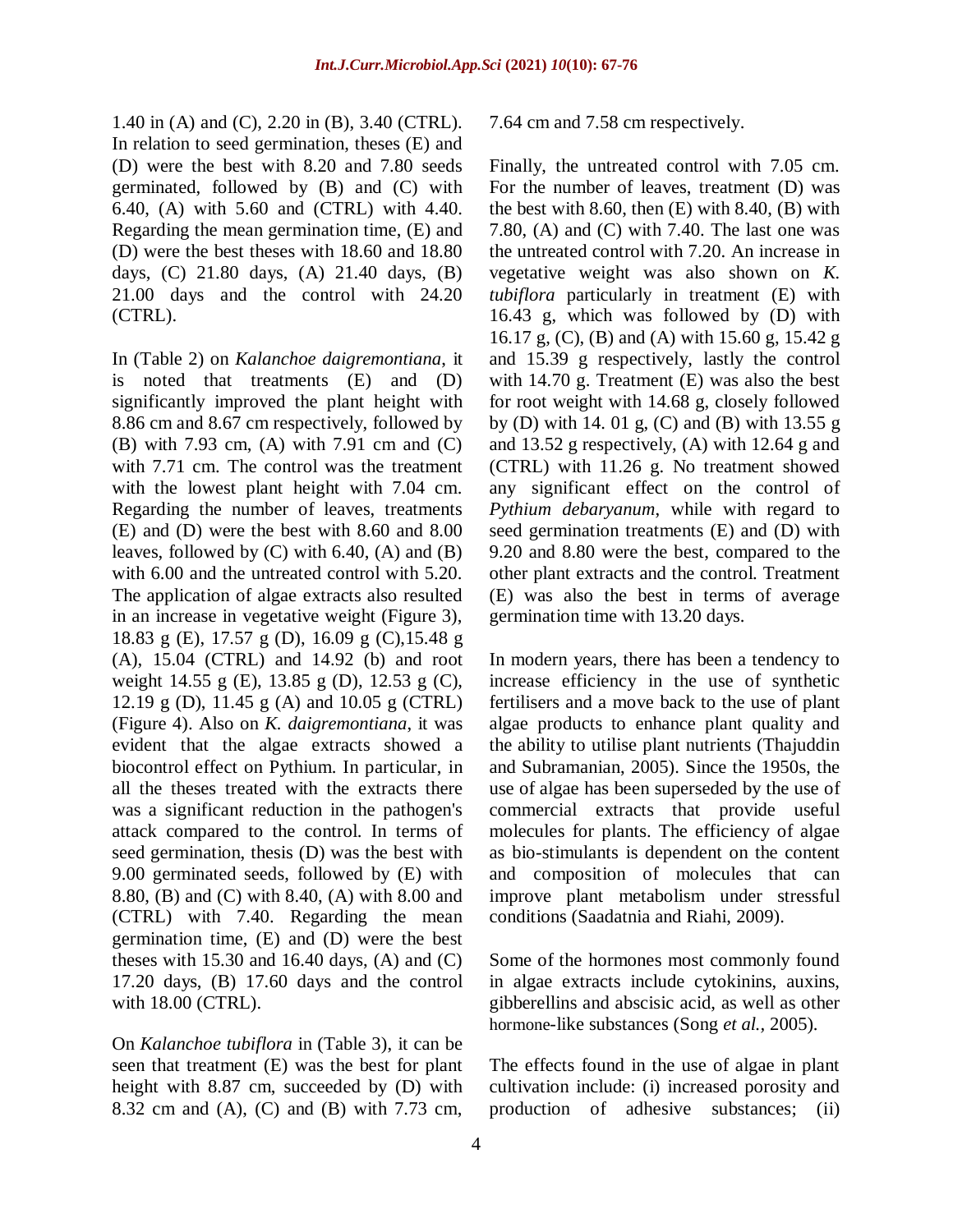1.40 in (A) and (C), 2.20 in (B), 3.40 (CTRL). In relation to seed germination, theses (E) and (D) were the best with 8.20 and 7.80 seeds germinated, followed by (B) and (C) with 6.40, (A) with 5.60 and (CTRL) with 4.40. Regarding the mean germination time, (E) and (D) were the best theses with 18.60 and 18.80 days, (C) 21.80 days, (A) 21.40 days, (B) 21.00 days and the control with 24.20 (CTRL).

In (Table 2) on *Kalanchoe daigremontiana*, it is noted that treatments (E) and (D) significantly improved the plant height with 8.86 cm and 8.67 cm respectively, followed by (B) with 7.93 cm, (A) with 7.91 cm and (C) with 7.71 cm. The control was the treatment with the lowest plant height with 7.04 cm. Regarding the number of leaves, treatments (E) and (D) were the best with 8.60 and 8.00 leaves, followed by (C) with 6.40, (A) and (B) with 6.00 and the untreated control with 5.20. The application of algae extracts also resulted in an increase in vegetative weight (Figure 3), 18.83 g (E), 17.57 g (D), 16.09 g (C),15.48 g (A), 15.04 (CTRL) and 14.92 (b) and root weight 14.55 g (E), 13.85 g (D), 12.53 g (C), 12.19 g (D), 11.45 g (A) and 10.05 g (CTRL) (Figure 4). Also on *K. daigremontiana*, it was evident that the algae extracts showed a biocontrol effect on Pythium. In particular, in all the theses treated with the extracts there was a significant reduction in the pathogen's attack compared to the control. In terms of seed germination, thesis (D) was the best with 9.00 germinated seeds, followed by (E) with 8.80, (B) and (C) with 8.40, (A) with 8.00 and (CTRL) with 7.40. Regarding the mean germination time, (E) and (D) were the best theses with 15.30 and 16.40 days, (A) and (C) 17.20 days, (B) 17.60 days and the control with 18.00 (CTRL).

On *Kalanchoe tubiflora* in (Table 3), it can be seen that treatment (E) was the best for plant height with 8.87 cm, succeeded by (D) with 8.32 cm and (A), (C) and (B) with 7.73 cm, 7.64 cm and 7.58 cm respectively.

Finally, the untreated control with 7.05 cm. For the number of leaves, treatment (D) was the best with 8.60, then (E) with 8.40, (B) with 7.80, (A) and (C) with 7.40. The last one was the untreated control with 7.20. An increase in vegetative weight was also shown on *K. tubiflora* particularly in treatment (E) with 16.43 g, which was followed by (D) with 16.17 g, (C), (B) and (A) with 15.60 g, 15.42 g and 15.39 g respectively, lastly the control with 14.70 g. Treatment (E) was also the best for root weight with 14.68 g, closely followed by (D) with 14. 01 g, (C) and (B) with 13.55 g and 13.52 g respectively, (A) with 12.64 g and (CTRL) with 11.26 g. No treatment showed any significant effect on the control of *Pythium debaryanum*, while with regard to seed germination treatments (E) and (D) with 9.20 and 8.80 were the best, compared to the other plant extracts and the control. Treatment (E) was also the best in terms of average germination time with 13.20 days.

In modern years, there has been a tendency to increase efficiency in the use of synthetic fertilisers and a move back to the use of plant algae products to enhance plant quality and the ability to utilise plant nutrients (Thajuddin and Subramanian, 2005). Since the 1950s, the use of algae has been superseded by the use of commercial extracts that provide useful molecules for plants. The efficiency of algae as bio-stimulants is dependent on the content and composition of molecules that can improve plant metabolism under stressful conditions (Saadatnia and Riahi, 2009).

Some of the hormones most commonly found in algae extracts include cytokinins, auxins, gibberellins and abscisic acid, as well as other hormone-like substances (Song *et al.*, 2005).

The effects found in the use of algae in plant cultivation include: (i) increased porosity and production of adhesive substances; (ii)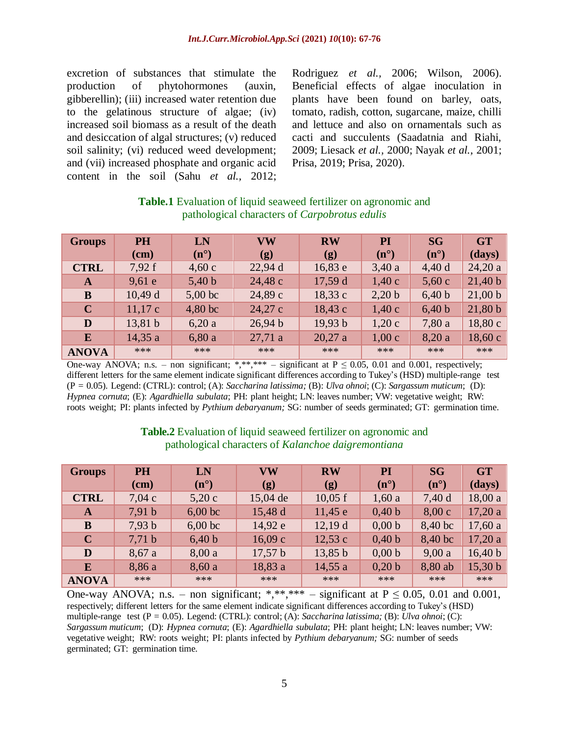excretion of substances that stimulate the production of phytohormones (auxin, gibberellin); (iii) increased water retention due to the gelatinous structure of algae; (iv) increased soil biomass as a result of the death and desiccation of algal structures; (v) reduced soil salinity; (vi) reduced weed development; and (vii) increased phosphate and organic acid content in the soil (Sahu *et al.,* 2012; Rodriguez *et al.,* 2006; Wilson, 2006). Beneficial effects of algae inoculation in plants have been found on barley, oats, tomato, radish, cotton, sugarcane, maize, chilli and lettuce and also on ornamentals such as cacti and succulents (Saadatnia and Riahi, 2009; Liesack *et al.,* 2000; Nayak *et al.,* 2001; Prisa, 2019; Prisa, 2020).

**Table.1** Evaluation of liquid seaweed fertilizer on agronomic and pathological characters of *Carpobrotus edulis*

| Groups | PH (cm) | LN (n°) | VW (g) | RW (g) | PI (n°) | SG (n°) | GT (days) |
|---|---|---|---|---|---|---|---|
| CTRL | 7,92 f | 4,60 c | 22,94 d | 16,83 e | 3,40 a | 4,40 d | 24,20 a |
| A | 9,61 e | 5,40 b | 24,48 c | 17,59 d | 1,40 c | 5,60 c | 21,40 b |
| B | 10,49 d | 5,00 bc | 24,89 c | 18,33 c | 2,20 b | 6,40 b | 21,00 b |
| C | 11,17 c | 4,80 bc | 24,27 c | 18,43 c | 1,40 c | 6,40 b | 21,80 b |
| D | 13,81 b | 6,20 a | 26,94 b | 19,93 b | 1,20 c | 7,80 a | 18,80 c |
| E | 14,35 a | 6,80 a | 27,71 a | 20,27 a | 1,00 c | 8,20 a | 18,60 c |
| ANOVA | *** | *** | *** | *** | *** | *** | *** |

One-way ANOVA; n.s. – non significant; *,**,*** – significant at P ≤ 0.05, 0.01 and 0.001, respectively; different letters for the same element indicate significant differences according to Tukey's (HSD) multiple-range test (P = 0.05). Legend: (CTRL): control; (A): *Saccharina latissima;* (B): *Ulva ohnoi*; (C): *Sargassum muticum*; (D): *Hypnea cornuta*; (E): *Agardhiella subulata*; PH: plant height; LN: leaves number; VW: vegetative weight; RW: roots weight; PI: plants infected by *Pythium debaryanum;* SG: number of seeds germinated; GT: germination time.

**Table.2** Evaluation of liquid seaweed fertilizer on agronomic and pathological characters of *Kalanchoe daigremontiana*

| Groups | PH (cm) | LN (n°) | VW (g) | RW (g) | PI (n°) | SG (n°) | GT (days) |
|---|---|---|---|---|---|---|---|
| CTRL | 7,04 c | 5,20 c | 15,04 de | 10,05 f | 1,60 a | 7,40 d | 18,00 a |
| A | 7,91 b | 6,00 bc | 15,48 d | 11,45 e | 0,40 b | 8,00 c | 17,20 a |
| B | 7,93 b | 6,00 bc | 14,92 e | 12,19 d | 0,00 b | 8,40 bc | 17,60 a |
| C | 7,71 b | 6,40 b | 16,09 c | 12,53 c | 0,40 b | 8,40 bc | 17,20 a |
| D | 8,67 a | 8,00 a | 17,57 b | 13,85 b | 0,00 b | 9,00 a | 16,40 b |
| E | 8,86 a | 8,60 a | 18,83 a | 14,55 a | 0,20 b | 8,80 ab | 15,30 b |
| ANOVA | *** | *** | *** | *** | *** | *** | *** |

One-way ANOVA; n.s. – non significant; *,**,*** – significant at P ≤ 0.05, 0.01 and 0.001, respectively; different letters for the same element indicate significant differences according to Tukey's (HSD) multiple-range test (P = 0.05). Legend: (CTRL): control; (A): *Saccharina latissima;* (B): *Ulva ohnoi*; (C): *Sargassum muticum*; (D): *Hypnea cornuta*; (E): *Agardhiella subulata*; PH: plant height; LN: leaves number; VW: vegetative weight; RW: roots weight; PI: plants infected by *Pythium debaryanum;* SG: number of seeds germinated; GT: germination time.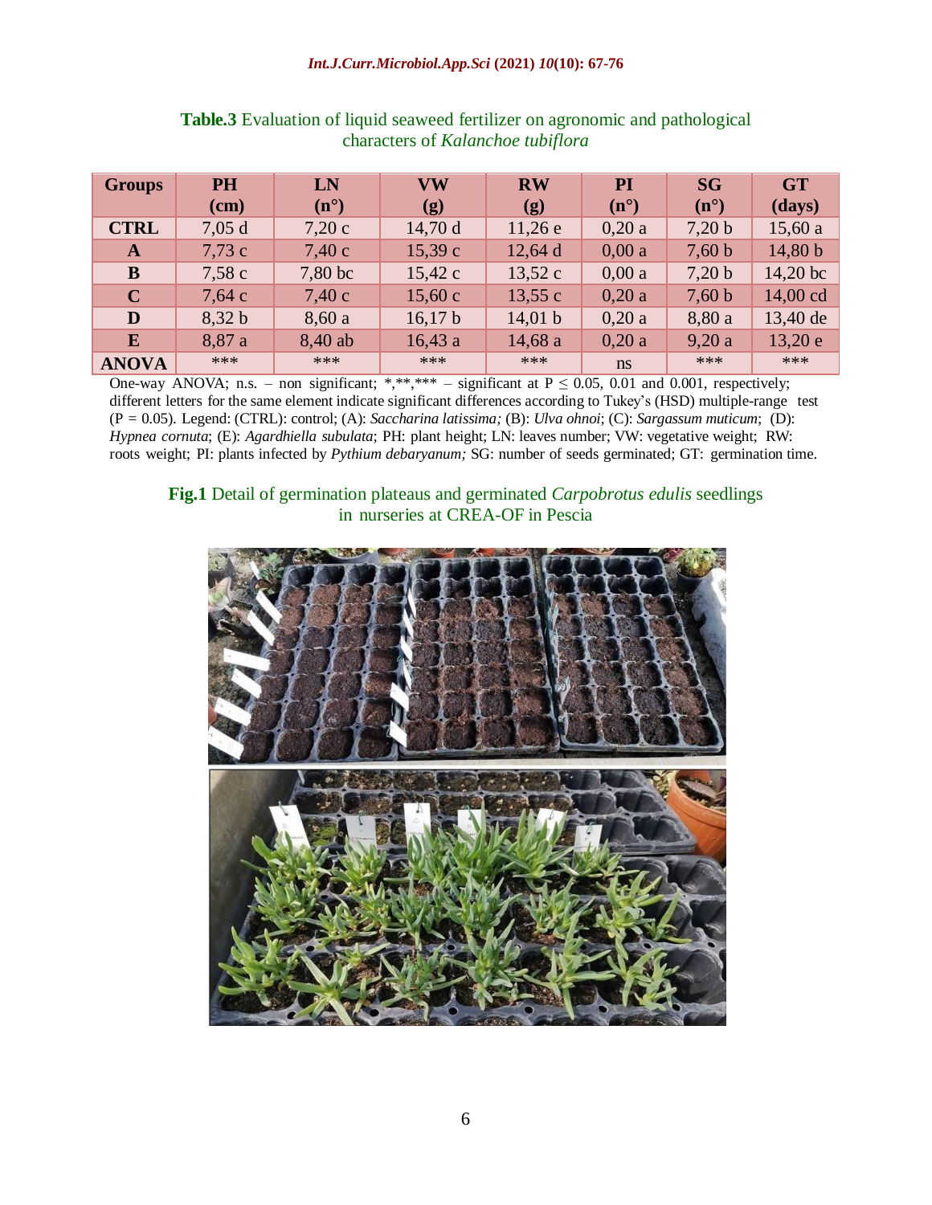**Table.3** Evaluation of liquid seaweed fertilizer on agronomic and pathological characters of *Kalanchoe tubiflora*

| Groups | PH (cm) | LN (n°) | VW (g) | RW (g) | PI (n°) | SG (n°) | GT (days) |
|---|---|---|---|---|---|---|---|
| **CTRL** | 7,05 d | 7,20 c | 14,70 d | 11,26 e | 0,20 a | 7,20 b | 15,60 a |
| **A** | 7,73 c | 7,40 c | 15,39 c | 12,64 d | 0,00 a | 7,60 b | 14,80 b |
| **B** | 7,58 c | 7,80 bc | 15,42 c | 13,52 c | 0,00 a | 7,20 b | 14,20 bc |
| **C** | 7,64 c | 7,40 c | 15,60 c | 13,55 c | 0,20 a | 7,60 b | 14,00 cd |
| **D** | 8,32 b | 8,60 a | 16,17 b | 14,01 b | 0,20 a | 8,80 a | 13,40 de |
| **E** | 8,87 a | 8,40 ab | 16,43 a | 14,68 a | 0,20 a | 9,20 a | 13,20 e |
| **ANOVA** | *** | *** | *** | *** | ns | *** | *** |

One-way ANOVA; n.s. – non significant; *,**,*** – significant at $P \leq 0.05$, 0.01 and 0.001, respectively; different letters for the same element indicate significant differences according to Tukey's (HSD) multiple-range test ($P = 0.05$). Legend: (CTRL): control; (A): *Saccharina latissima;* (B): *Ulva ohnoi*; (C): *Sargassum muticum*; (D): *Hypnea cornuta*; (E): *Agardhiella subulata*; PH: plant height; LN: leaves number; VW: vegetative weight; RW: roots weight; PI: plants infected by *Pythium debaryanum;* SG: number of seeds germinated; GT: germination time.

**Fig.1** Detail of germination plateaus and germinated *Carpobrotus edulis* seedlings in nurseries at CREA-OF in Pescia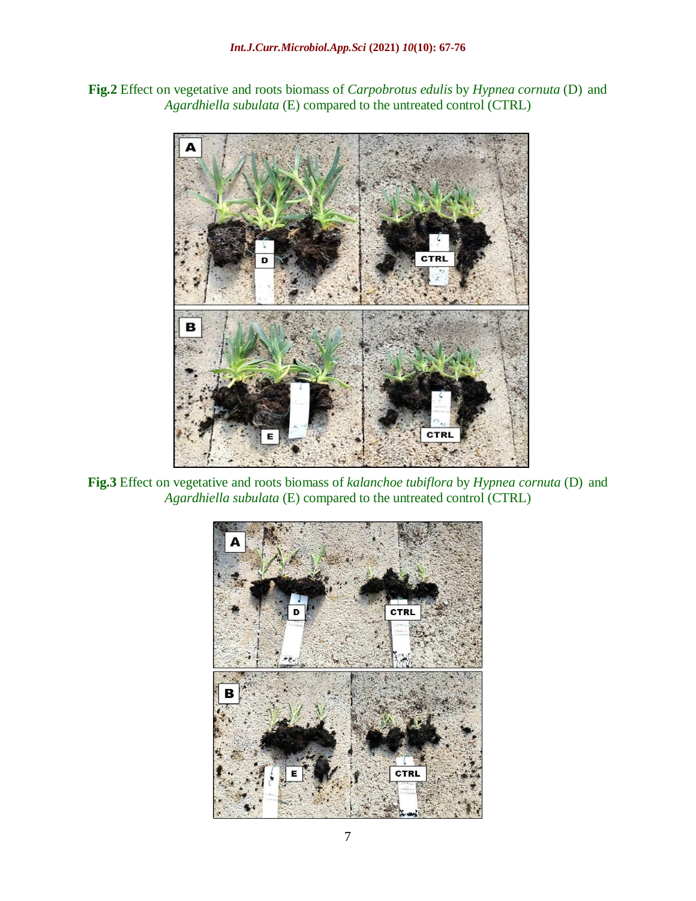**Fig.2** Effect on vegetative and roots biomass of *Carpobrotus edulis* by *Hypnea cornuta* (D) and *Agardhiella subulata* (E) compared to the untreated control (CTRL)

**Fig.3** Effect on vegetative and roots biomass of *kalanchoe tubiflora* by *Hypnea cornuta* (D) and *Agardhiella subulata* (E) compared to the untreated control (CTRL)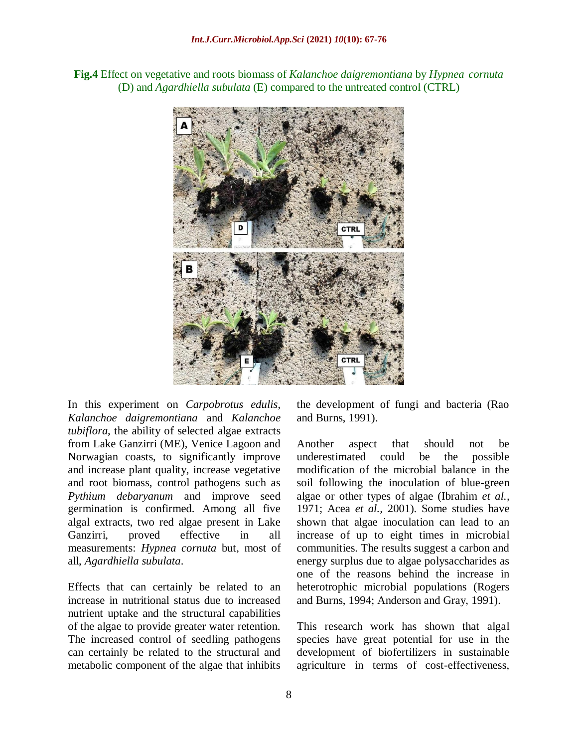**Fig.4** Effect on vegetative and roots biomass of *Kalanchoe daigremontiana* by *Hypnea cornuta* (D) and *Agardhiella subulata* (E) compared to the untreated control (CTRL)

In this experiment on *Carpobrotus edulis*, *Kalanchoe daigremontiana* and *Kalanchoe tubiflora*, the ability of selected algae extracts from Lake Ganzirri (ME), Venice Lagoon and Norwagian coasts, to significantly improve and increase plant quality, increase vegetative and root biomass, control pathogens such as *Pythium debaryanum* and improve seed germination is confirmed. Among all five algal extracts, two red algae present in Lake Ganzirri, proved effective in all measurements: *Hypnea cornuta* but, most of all, *Agardhiella subulata*.

Effects that can certainly be related to an increase in nutritional status due to increased nutrient uptake and the structural capabilities of the algae to provide greater water retention. The increased control of seedling pathogens can certainly be related to the structural and metabolic component of the algae that inhibits the development of fungi and bacteria (Rao and Burns, 1991).

Another aspect that should not be underestimated could be the possible modification of the microbial balance in the soil following the inoculation of blue-green algae or other types of algae (Ibrahim *et al.,* 1971; Acea *et al.,* 2001). Some studies have shown that algae inoculation can lead to an increase of up to eight times in microbial communities. The results suggest a carbon and energy surplus due to algae polysaccharides as one of the reasons behind the increase in heterotrophic microbial populations (Rogers and Burns, 1994; Anderson and Gray, 1991).

This research work has shown that algal species have great potential for use in the development of biofertilizers in sustainable agriculture in terms of cost-effectiveness,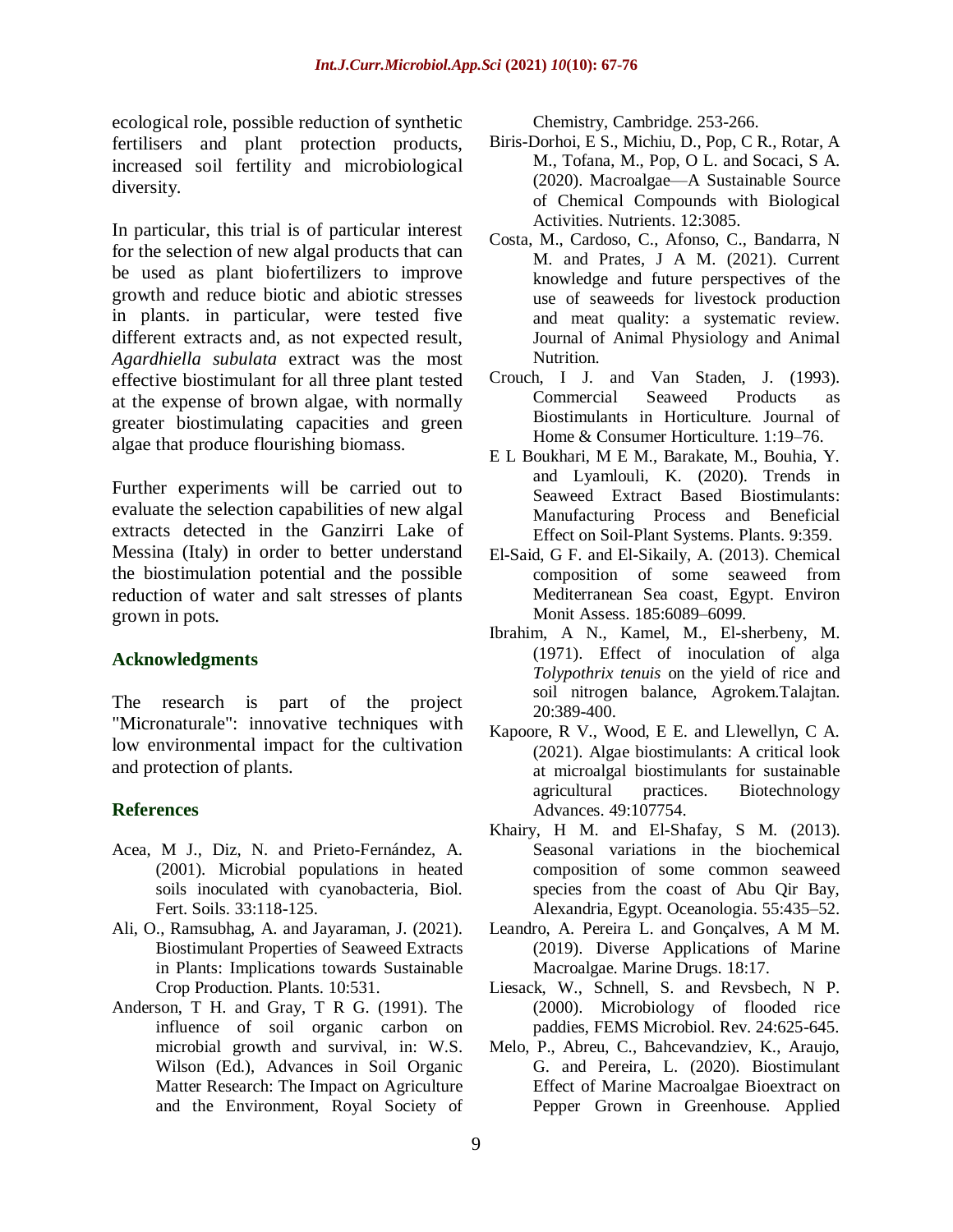ecological role, possible reduction of synthetic fertilisers and plant protection products, increased soil fertility and microbiological diversity.

In particular, this trial is of particular interest for the selection of new algal products that can be used as plant biofertilizers to improve growth and reduce biotic and abiotic stresses in plants. in particular, were tested five different extracts and, as not expected result, *Agardhiella subulata* extract was the most effective biostimulant for all three plant tested at the expense of brown algae, with normally greater biostimulating capacities and green algae that produce flourishing biomass.

Further experiments will be carried out to evaluate the selection capabilities of new algal extracts detected in the Ganzirri Lake of Messina (Italy) in order to better understand the biostimulation potential and the possible reduction of water and salt stresses of plants grown in pots.

## Acknowledgments

The research is part of the project "Micronaturale": innovative techniques with low environmental impact for the cultivation and protection of plants.

## References

Acea, M J., Diz, N. and Prieto-Fernández, A. (2001). Microbial populations in heated soils inoculated with cyanobacteria, Biol. Fert. Soils. 33:118-125.

Ali, O., Ramsubhag, A. and Jayaraman, J. (2021). Biostimulant Properties of Seaweed Extracts in Plants: Implications towards Sustainable Crop Production. Plants. 10:531.

Anderson, T H. and Gray, T R G. (1991). The influence of soil organic carbon on microbial growth and survival, in: W.S. Wilson (Ed.), Advances in Soil Organic Matter Research: The Impact on Agriculture and the Environment, Royal Society of Chemistry, Cambridge. 253-266.

Biris-Dorhoi, E S., Michiu, D., Pop, C R., Rotar, A M., Tofana, M., Pop, O L. and Socaci, S A. (2020). Macroalgae—A Sustainable Source of Chemical Compounds with Biological Activities. Nutrients. 12:3085.

Costa, M., Cardoso, C., Afonso, C., Bandarra, N M. and Prates, J A M. (2021). Current knowledge and future perspectives of the use of seaweeds for livestock production and meat quality: a systematic review. Journal of Animal Physiology and Animal Nutrition.

Crouch, I J. and Van Staden, J. (1993). Commercial Seaweed Products as Biostimulants in Horticulture. Journal of Home & Consumer Horticulture. 1:19–76.

E L Boukhari, M E M., Barakate, M., Bouhia, Y. and Lyamlouli, K. (2020). Trends in Seaweed Extract Based Biostimulants: Manufacturing Process and Beneficial Effect on Soil-Plant Systems. Plants. 9:359.

El-Said, G F. and El-Sikaily, A. (2013). Chemical composition of some seaweed from Mediterranean Sea coast, Egypt. Environ Monit Assess. 185:6089–6099.

Ibrahim, A N., Kamel, M., El-sherbeny, M. (1971). Effect of inoculation of alga *Tolypothrix tenuis* on the yield of rice and soil nitrogen balance, Agrokem.Talajtan. 20:389-400.

Kapoore, R V., Wood, E E. and Llewellyn, C A. (2021). Algae biostimulants: A critical look at microalgal biostimulants for sustainable agricultural practices. Biotechnology Advances. 49:107754.

Khairy, H M. and El-Shafay, S M. (2013). Seasonal variations in the biochemical composition of some common seaweed species from the coast of Abu Qir Bay, Alexandria, Egypt. Oceanologia. 55:435–52.

Leandro, A. Pereira L. and Gonçalves, A M M. (2019). Diverse Applications of Marine Macroalgae. Marine Drugs. 18:17.

Liesack, W., Schnell, S. and Revsbech, N P. (2000). Microbiology of flooded rice paddies, FEMS Microbiol. Rev. 24:625-645.

Melo, P., Abreu, C., Bahcevandziev, K., Araujo, G. and Pereira, L. (2020). Biostimulant Effect of Marine Macroalgae Bioextract on Pepper Grown in Greenhouse. Applied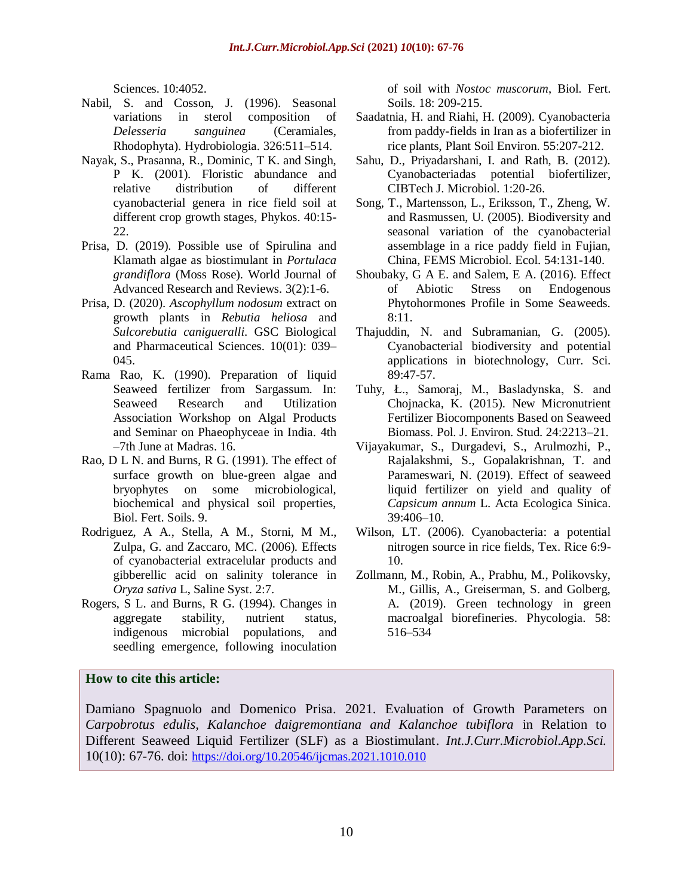Sciences. 10:4052.

Nabil, S. and Cosson, J. (1996). Seasonal variations in sterol composition of *Delesseria sanguinea* (Ceramiales, Rhodophyta). Hydrobiologia. 326:511–514.

Nayak, S., Prasanna, R., Dominic, T K. and Singh, P K. (2001). Floristic abundance and relative distribution of different cyanobacterial genera in rice field soil at different crop growth stages, Phykos. 40:15-22.

Prisa, D. (2019). Possible use of Spirulina and Klamath algae as biostimulant in *Portulaca grandiflora* (Moss Rose). World Journal of Advanced Research and Reviews. 3(2):1-6.

Prisa, D. (2020). *Ascophyllum nodosum* extract on growth plants in *Rebutia heliosa* and *Sulcorebutia canigueralli*. GSC Biological and Pharmaceutical Sciences. 10(01): 039–045.

Rama Rao, K. (1990). Preparation of liquid Seaweed fertilizer from Sargassum. In: Seaweed Research and Utilization Association Workshop on Algal Products and Seminar on Phaeophyceae in India. 4th –7th June at Madras. 16.

Rao, D L N. and Burns, R G. (1991). The effect of surface growth on blue-green algae and bryophytes on some microbiological, biochemical and physical soil properties, Biol. Fert. Soils. 9.

Rodriguez, A A., Stella, A M., Storni, M M., Zulpa, G. and Zaccaro, MC. (2006). Effects of cyanobacterial extracelular products and gibberellic acid on salinity tolerance in *Oryza sativa* L, Saline Syst. 2:7.

Rogers, S L. and Burns, R G. (1994). Changes in aggregate stability, nutrient status, indigenous microbial populations, and seedling emergence, following inoculation of soil with *Nostoc muscorum*, Biol. Fert. Soils. 18: 209-215.

Saadatnia, H. and Riahi, H. (2009). Cyanobacteria from paddy-fields in Iran as a biofertilizer in rice plants, Plant Soil Environ. 55:207-212.

Sahu, D., Priyadarshani, I. and Rath, B. (2012). Cyanobacteriadas potential biofertilizer, CIBTech J. Microbiol. 1:20-26.

Song, T., Martensson, L., Eriksson, T., Zheng, W. and Rasmussen, U. (2005). Biodiversity and seasonal variation of the cyanobacterial assemblage in a rice paddy field in Fujian, China, FEMS Microbiol. Ecol. 54:131-140.

Shoubaky, G A E. and Salem, E A. (2016). Effect of Abiotic Stress on Endogenous Phytohormones Profile in Some Seaweeds. 8:11.

Thajuddin, N. and Subramanian, G. (2005). Cyanobacterial biodiversity and potential applications in biotechnology, Curr. Sci. 89:47-57.

Tuhy, Ł., Samoraj, M., Basladynska, S. and Chojnacka, K. (2015). New Micronutrient Fertilizer Biocomponents Based on Seaweed Biomass. Pol. J. Environ. Stud. 24:2213–21.

Vijayakumar, S., Durgadevi, S., Arulmozhi, P., Rajalakshmi, S., Gopalakrishnan, T. and Parameswari, N. (2019). Effect of seaweed liquid fertilizer on yield and quality of *Capsicum annum* L. Acta Ecologica Sinica. 39:406–10.

Wilson, LT. (2006). Cyanobacteria: a potential nitrogen source in rice fields, Tex. Rice 6:9-10.

Zollmann, M., Robin, A., Prabhu, M., Polikovsky, M., Gillis, A., Greiserman, S. and Golberg, A. (2019). Green technology in green macroalgal biorefineries. Phycologia. 58: 516–534

**How to cite this article:**

Damiano Spagnuolo and Domenico Prisa. 2021. Evaluation of Growth Parameters on *Carpobrotus edulis, Kalanchoe daigremontiana and Kalanchoe tubiflora* in Relation to Different Seaweed Liquid Fertilizer (SLF) as a Biostimulant. *Int.J.Curr.Microbiol.App.Sci.* 10(10): 67-76. doi: https://doi.org/10.20546/ijcmas.2021.1010.010